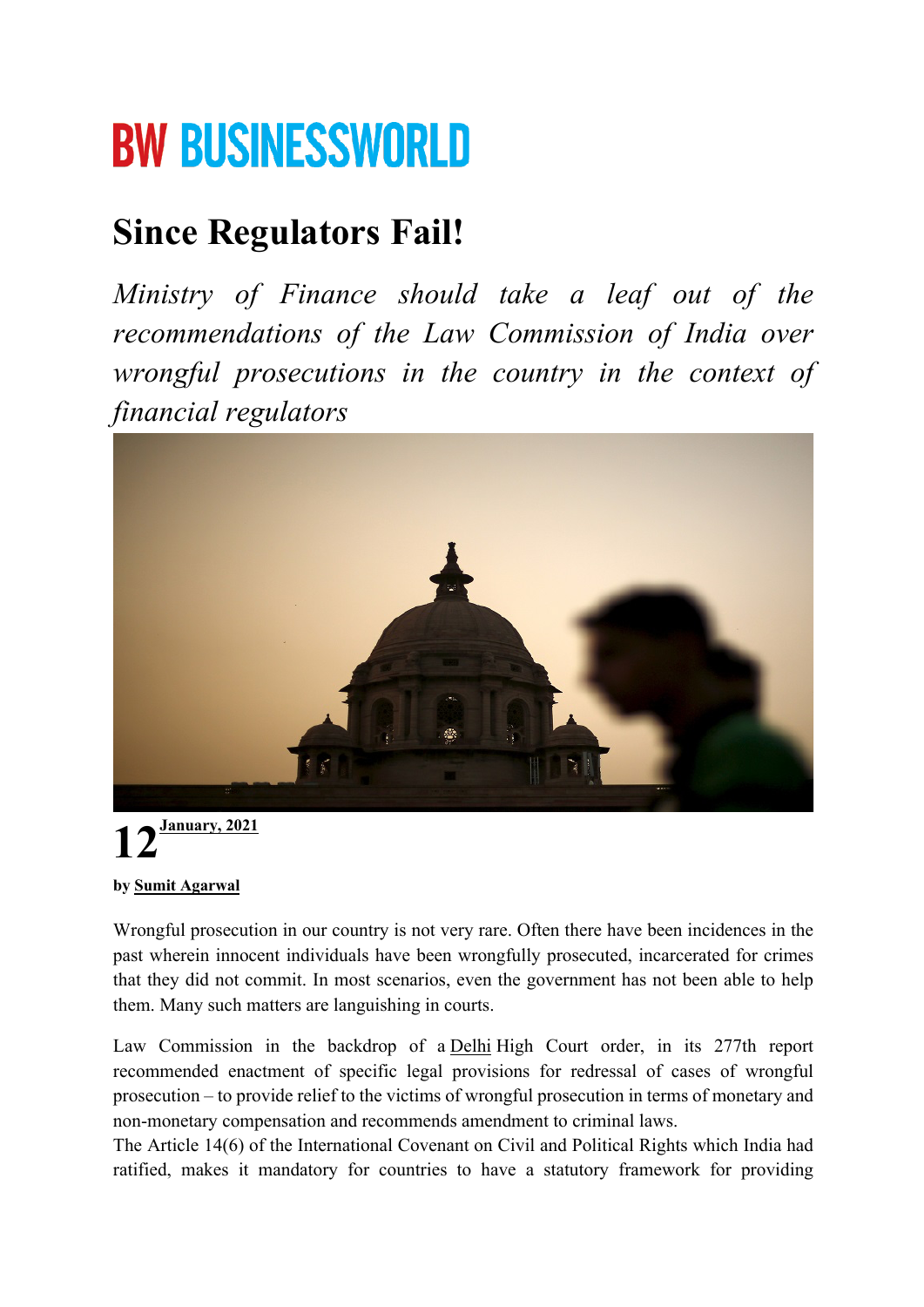# BW BUSINESSWORLD

## Since Regulators Fail!

*Ministry of Finance should take a leaf out of the recommendations of the Law Commission of India over wrongful prosecutions in the country in the context of financial regulators*

**12** **January, 2021**

**by Sumit Agarwal**

Wrongful prosecution in our country is not very rare. Often there have been incidences in the past wherein innocent individuals have been wrongfully prosecuted, incarcerated for crimes that they did not commit. In most scenarios, even the government has not been able to help them. Many such matters are languishing in courts.

Law Commission in the backdrop of a Delhi High Court order, in its 277th report recommended enactment of specific legal provisions for redressal of cases of wrongful prosecution – to provide relief to the victims of wrongful prosecution in terms of monetary and non-monetary compensation and recommends amendment to criminal laws.

The Article 14(6) of the International Covenant on Civil and Political Rights which India had ratified, makes it mandatory for countries to have a statutory framework for providing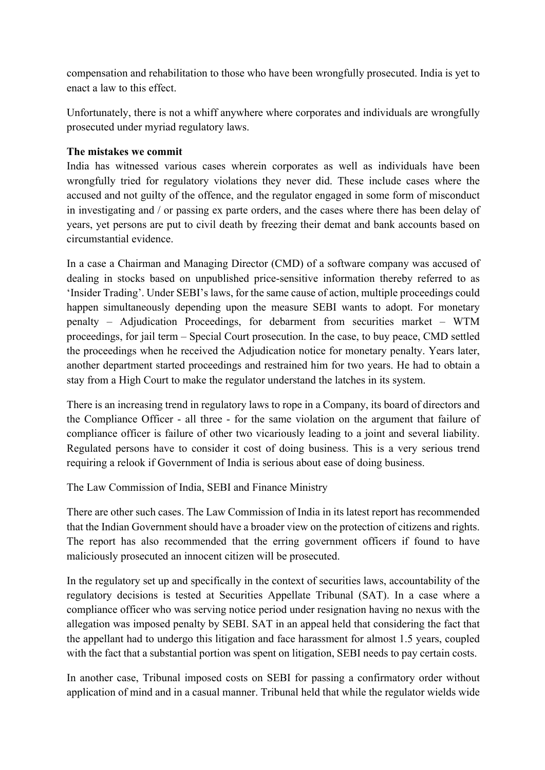compensation and rehabilitation to those who have been wrongfully prosecuted. India is yet to enact a law to this effect.

Unfortunately, there is not a whiff anywhere where corporates and individuals are wrongfully prosecuted under myriad regulatory laws.

**The mistakes we commit**

India has witnessed various cases wherein corporates as well as individuals have been wrongfully tried for regulatory violations they never did. These include cases where the accused and not guilty of the offence, and the regulator engaged in some form of misconduct in investigating and / or passing ex parte orders, and the cases where there has been delay of years, yet persons are put to civil death by freezing their demat and bank accounts based on circumstantial evidence.

In a case a Chairman and Managing Director (CMD) of a software company was accused of dealing in stocks based on unpublished price-sensitive information thereby referred to as 'Insider Trading'. Under SEBI's laws, for the same cause of action, multiple proceedings could happen simultaneously depending upon the measure SEBI wants to adopt. For monetary penalty – Adjudication Proceedings, for debarment from securities market – WTM proceedings, for jail term – Special Court prosecution. In the case, to buy peace, CMD settled the proceedings when he received the Adjudication notice for monetary penalty. Years later, another department started proceedings and restrained him for two years. He had to obtain a stay from a High Court to make the regulator understand the latches in its system.

There is an increasing trend in regulatory laws to rope in a Company, its board of directors and the Compliance Officer - all three - for the same violation on the argument that failure of compliance officer is failure of other two vicariously leading to a joint and several liability. Regulated persons have to consider it cost of doing business. This is a very serious trend requiring a relook if Government of India is serious about ease of doing business.

The Law Commission of India, SEBI and Finance Ministry

There are other such cases. The Law Commission of India in its latest report has recommended that the Indian Government should have a broader view on the protection of citizens and rights. The report has also recommended that the erring government officers if found to have maliciously prosecuted an innocent citizen will be prosecuted.

In the regulatory set up and specifically in the context of securities laws, accountability of the regulatory decisions is tested at Securities Appellate Tribunal (SAT). In a case where a compliance officer who was serving notice period under resignation having no nexus with the allegation was imposed penalty by SEBI. SAT in an appeal held that considering the fact that the appellant had to undergo this litigation and face harassment for almost 1.5 years, coupled with the fact that a substantial portion was spent on litigation, SEBI needs to pay certain costs.

In another case, Tribunal imposed costs on SEBI for passing a confirmatory order without application of mind and in a casual manner. Tribunal held that while the regulator wields wide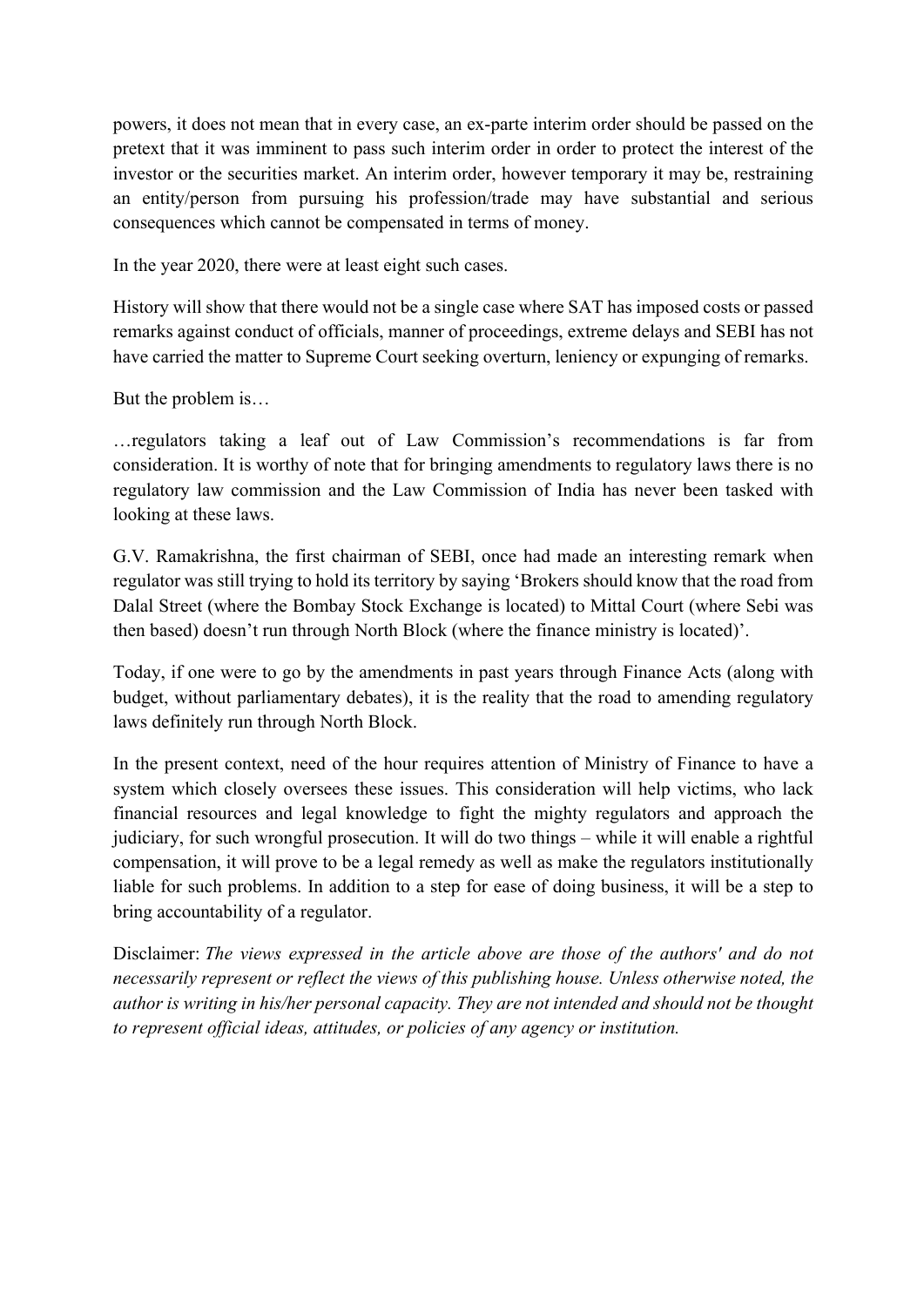powers, it does not mean that in every case, an ex-parte interim order should be passed on the pretext that it was imminent to pass such interim order in order to protect the interest of the investor or the securities market. An interim order, however temporary it may be, restraining an entity/person from pursuing his profession/trade may have substantial and serious consequences which cannot be compensated in terms of money.

In the year 2020, there were at least eight such cases.

History will show that there would not be a single case where SAT has imposed costs or passed remarks against conduct of officials, manner of proceedings, extreme delays and SEBI has not have carried the matter to Supreme Court seeking overturn, leniency or expunging of remarks.

But the problem is…

…regulators taking a leaf out of Law Commission's recommendations is far from consideration. It is worthy of note that for bringing amendments to regulatory laws there is no regulatory law commission and the Law Commission of India has never been tasked with looking at these laws.

G.V. Ramakrishna, the first chairman of SEBI, once had made an interesting remark when regulator was still trying to hold its territory by saying 'Brokers should know that the road from Dalal Street (where the Bombay Stock Exchange is located) to Mittal Court (where Sebi was then based) doesn't run through North Block (where the finance ministry is located)'.

Today, if one were to go by the amendments in past years through Finance Acts (along with budget, without parliamentary debates), it is the reality that the road to amending regulatory laws definitely run through North Block.

In the present context, need of the hour requires attention of Ministry of Finance to have a system which closely oversees these issues. This consideration will help victims, who lack financial resources and legal knowledge to fight the mighty regulators and approach the judiciary, for such wrongful prosecution. It will do two things – while it will enable a rightful compensation, it will prove to be a legal remedy as well as make the regulators institutionally liable for such problems. In addition to a step for ease of doing business, it will be a step to bring accountability of a regulator.

Disclaimer: *The views expressed in the article above are those of the authors' and do not necessarily represent or reflect the views of this publishing house. Unless otherwise noted, the author is writing in his/her personal capacity. They are not intended and should not be thought to represent official ideas, attitudes, or policies of any agency or institution.*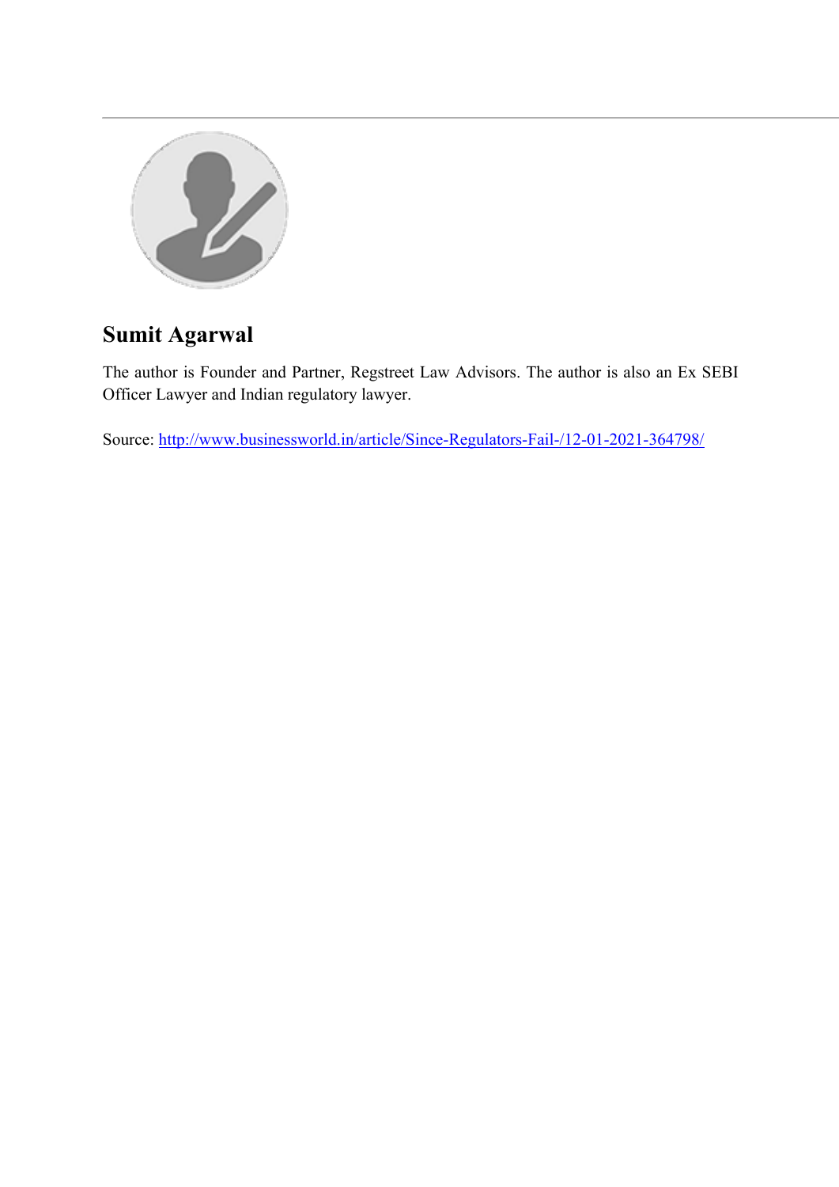## Sumit Agarwal

The author is Founder and Partner, Regstreet Law Advisors. The author is also an Ex SEBI Officer Lawyer and Indian regulatory lawyer.

Source: http://www.businessworld.in/article/Since-Regulators-Fail-/12-01-2021-364798/